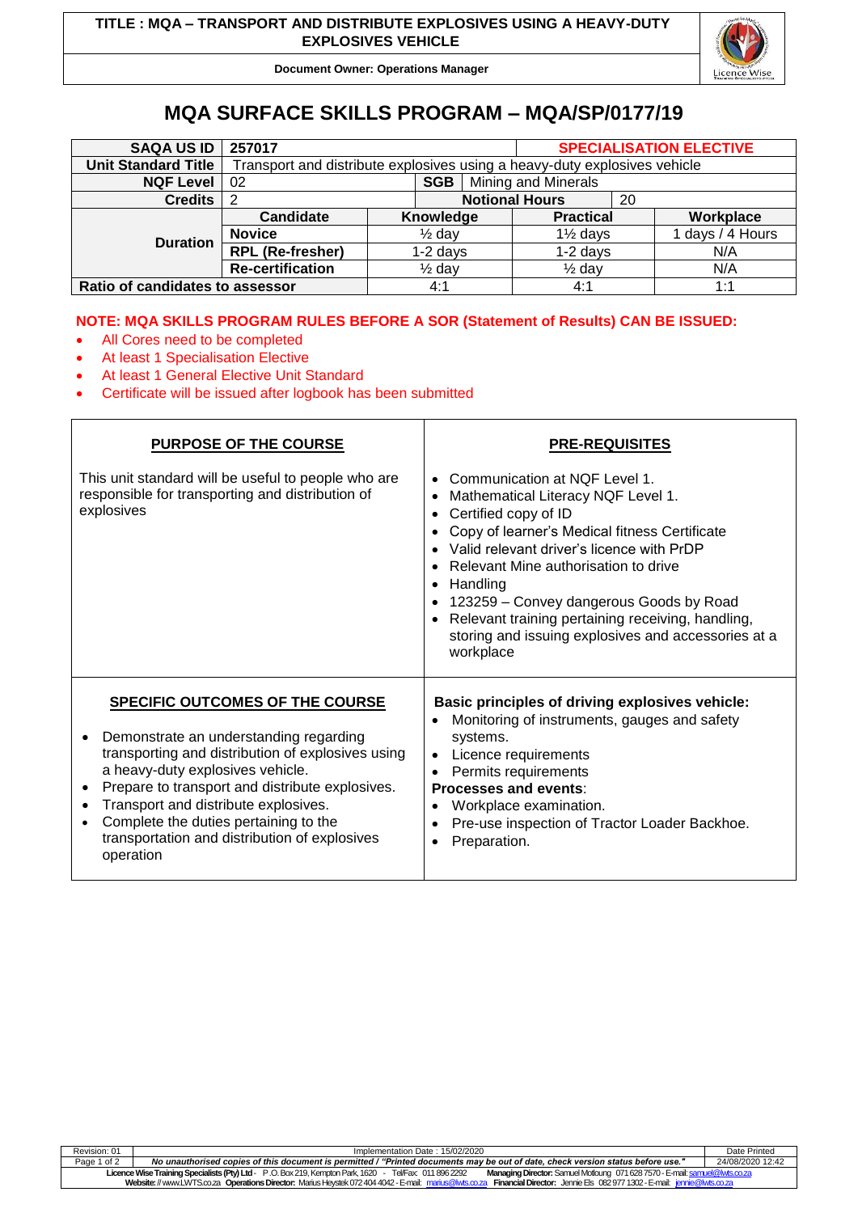**TITLE : MQA – TRANSPORT AND DISTRIBUTE EXPLOSIVES USING A HEAVY-DUTY EXPLOSIVES VEHICLE**

**Document Owner: Operations Manager**

# MQA SURFACE SKILLS PROGRAM – MQA/SP/0177/19

| **SAQA US ID** | **257017** | | | **SPECIALISATION ELECTIVE** |
|---|---|---|---|---|
| **Unit Standard Title** | Transport and distribute explosives using a heavy-duty explosives vehicle | | | |
| **NQF Level** | 02 | **SGB** Mining and Minerals | | |
| **Credits** | 2 | **Notional Hours** | 20 | |
| **Duration** | **Candidate** | **Knowledge** | **Practical** | **Workplace** |
| | **Novice** | ½ day | 1½ days | 1 days / 4 Hours |
| | **RPL (Re-fresher)** | 1-2 days | 1-2 days | N/A |
| | **Re-certification** | ½ day | ½ day | N/A |
| **Ratio of candidates to assessor** | | 4:1 | 4:1 | 1:1 |

**NOTE: MQA SKILLS PROGRAM RULES BEFORE A SOR (Statement of Results) CAN BE ISSUED:**

- All Cores need to be completed
- At least 1 Specialisation Elective
- At least 1 General Elective Unit Standard
- Certificate will be issued after logbook has been submitted

**PURPOSE OF THE COURSE**

This unit standard will be useful to people who are responsible for transporting and distribution of explosives

**PRE-REQUISITES**

- Communication at NQF Level 1.
- Mathematical Literacy NQF Level 1.
- Certified copy of ID
- Copy of learner's Medical fitness Certificate
- Valid relevant driver's licence with PrDP
- Relevant Mine authorisation to drive
- Handling
- 123259 – Convey dangerous Goods by Road
- Relevant training pertaining receiving, handling, storing and issuing explosives and accessories at a workplace

**SPECIFIC OUTCOMES OF THE COURSE**

- Demonstrate an understanding regarding transporting and distribution of explosives using a heavy-duty explosives vehicle.
- Prepare to transport and distribute explosives.
- Transport and distribute explosives.
- Complete the duties pertaining to the transportation and distribution of explosives operation

**Basic principles of driving explosives vehicle:**

- Monitoring of instruments, gauges and safety systems.
- Licence requirements
- Permits requirements

**Processes and events**:

- Workplace examination.
- Pre-use inspection of Tractor Loader Backhoe.
- Preparation.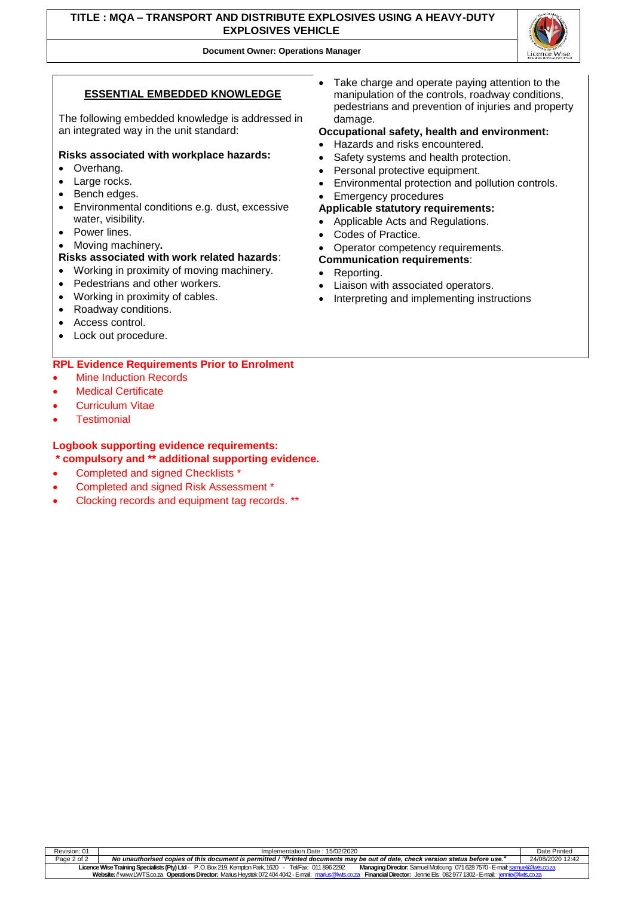## ESSENTIAL EMBEDDED KNOWLEDGE

The following embedded knowledge is addressed in an integrated way in the unit standard:

**Risks associated with workplace hazards:**

- Overhang.
- Large rocks.
- Bench edges.
- Environmental conditions e.g. dust, excessive water, visibility.
- Power lines.
- Moving machinery**.**

**Risks associated with work related hazards**:

- Working in proximity of moving machinery.
- Pedestrians and other workers.
- Working in proximity of cables.
- Roadway conditions.
- Access control.
- Lock out procedure.
- Take charge and operate paying attention to the manipulation of the controls, roadway conditions, pedestrians and prevention of injuries and property damage.

**Occupational safety, health and environment:**

- Hazards and risks encountered.
- Safety systems and health protection.
- Personal protective equipment.
- Environmental protection and pollution controls.
- Emergency procedures

**Applicable statutory requirements:**

- Applicable Acts and Regulations.
- Codes of Practice.
- Operator competency requirements.

**Communication requirements**:

- Reporting.
- Liaison with associated operators.
- Interpreting and implementing instructions

**RPL Evidence Requirements Prior to Enrolment**

- Mine Induction Records
- Medical Certificate
- Curriculum Vitae
- Testimonial

**Logbook supporting evidence requirements:**
**\* compulsory and ** additional supporting evidence.**

- Completed and signed Checklists *
- Completed and signed Risk Assessment *
- Clocking records and equipment tag records. **